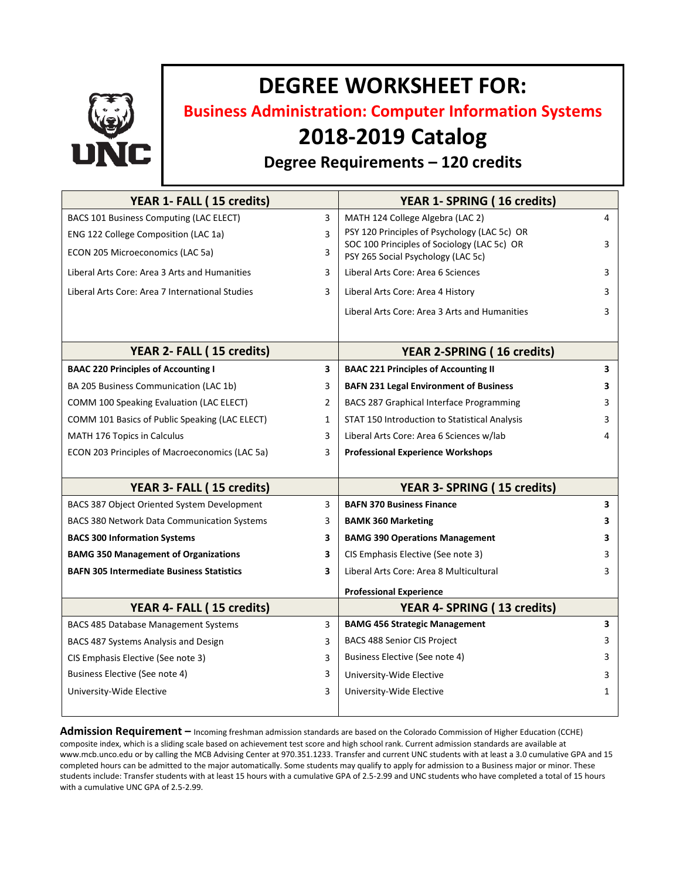# DEGREE WORKSHEET FOR:

## Business Administration: Computer Information Systems

## 2018-2019 Catalog

### Degree Requirements – 120 credits

| YEAR 1- FALL ( 15 credits) | | YEAR 1- SPRING ( 16 credits) | |
|---|---|---|---|
| BACS 101 Business Computing (LAC ELECT) | 3 | MATH 124 College Algebra (LAC 2) | 4 |
| ENG 122 College Composition (LAC 1a) | 3 | PSY 120 Principles of Psychology (LAC 5c) OR SOC 100 Principles of Sociology (LAC 5c) OR PSY 265 Social Psychology (LAC 5c) | 3 |
| ECON 205 Microeconomics (LAC 5a) | 3 | | |
| Liberal Arts Core: Area 3 Arts and Humanities | 3 | Liberal Arts Core: Area 6 Sciences | 3 |
| Liberal Arts Core: Area 7 International Studies | 3 | Liberal Arts Core: Area 4 History | 3 |
| | | Liberal Arts Core: Area 3 Arts and Humanities | 3 |
| **YEAR 2- FALL ( 15 credits)** | | **YEAR 2-SPRING ( 16 credits)** | |
| **BAAC 220 Principles of Accounting I** | **3** | **BAAC 221 Principles of Accounting II** | **3** |
| BA 205 Business Communication (LAC 1b) | 3 | **BAFN 231 Legal Environment of Business** | **3** |
| COMM 100 Speaking Evaluation (LAC ELECT) | 2 | BACS 287 Graphical Interface Programming | 3 |
| COMM 101 Basics of Public Speaking (LAC ELECT) | 1 | STAT 150 Introduction to Statistical Analysis | 3 |
| MATH 176 Topics in Calculus | 3 | Liberal Arts Core: Area 6 Sciences w/lab | 4 |
| ECON 203 Principles of Macroeconomics (LAC 5a) | 3 | **Professional Experience Workshops** | |
| **YEAR 3- FALL ( 15 credits)** | | **YEAR 3- SPRING ( 15 credits)** | |
| BACS 387 Object Oriented System Development | 3 | **BAFN 370 Business Finance** | **3** |
| BACS 380 Network Data Communication Systems | 3 | **BAMK 360 Marketing** | **3** |
| **BACS 300 Information Systems** | **3** | **BAMG 390 Operations Management** | **3** |
| **BAMG 350 Management of Organizations** | **3** | CIS Emphasis Elective (See note 3) | 3 |
| **BAFN 305 Intermediate Business Statistics** | **3** | Liberal Arts Core: Area 8 Multicultural | 3 |
| | | **Professional Experience** | |
| **YEAR 4- FALL ( 15 credits)** | | **YEAR 4- SPRING ( 13 credits)** | |
| BACS 485 Database Management Systems | 3 | **BAMG 456 Strategic Management** | **3** |
| BACS 487 Systems Analysis and Design | 3 | BACS 488 Senior CIS Project | 3 |
| CIS Emphasis Elective (See note 3) | 3 | Business Elective (See note 4) | 3 |
| Business Elective (See note 4) | 3 | University-Wide Elective | 3 |
| University-Wide Elective | 3 | University-Wide Elective | 1 |

**Admission Requirement –** Incoming freshman admission standards are based on the Colorado Commission of Higher Education (CCHE) composite index, which is a sliding scale based on achievement test score and high school rank. Current admission standards are available at www.mcb.unco.edu or by calling the MCB Advising Center at 970.351.1233. Transfer and current UNC students with at least a 3.0 cumulative GPA and 15 completed hours can be admitted to the major automatically. Some students may qualify to apply for admission to a Business major or minor. These students include: Transfer students with at least 15 hours with a cumulative GPA of 2.5-2.99 and UNC students who have completed a total of 15 hours with a cumulative UNC GPA of 2.5-2.99.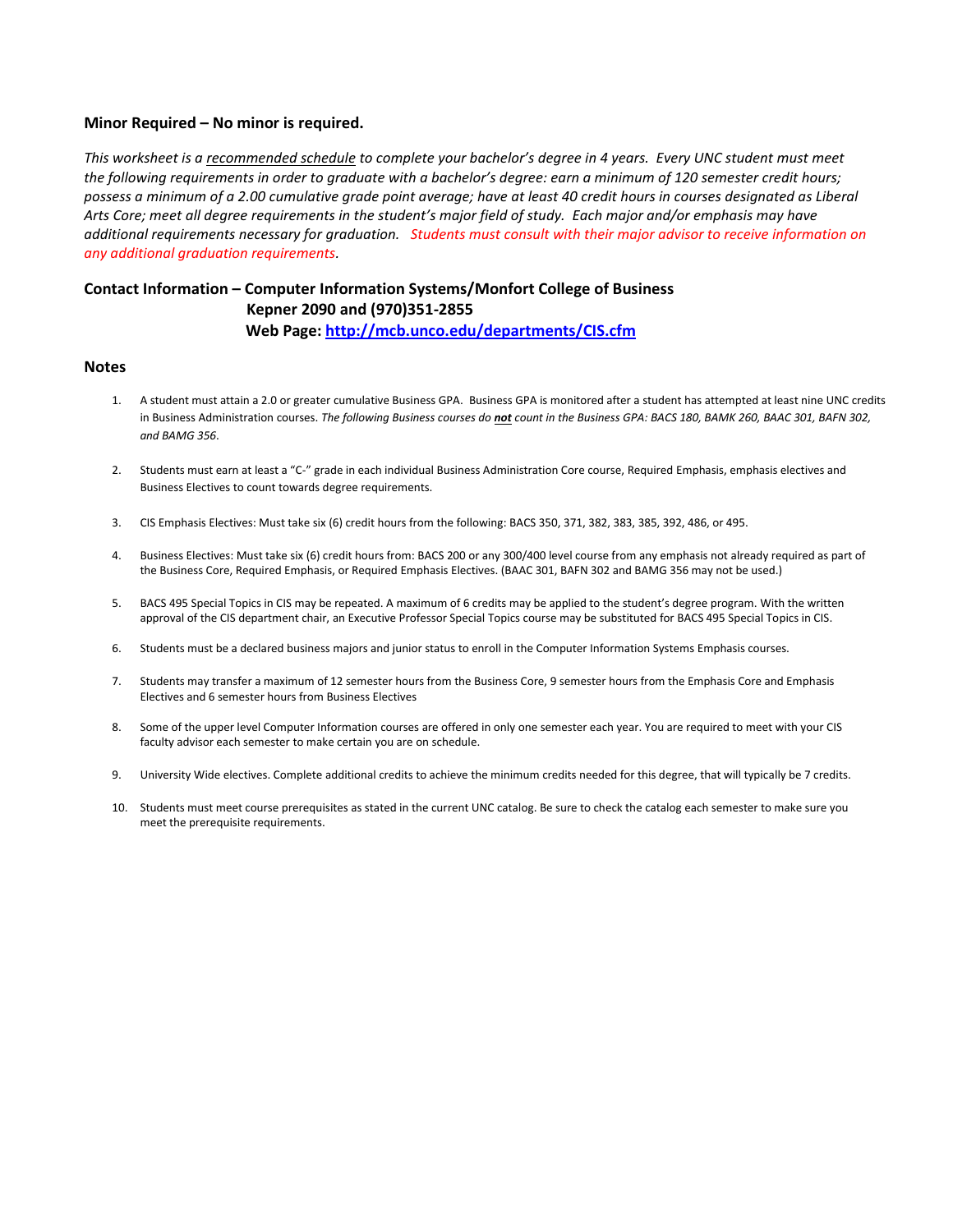### Minor Required – No minor is required.

*This worksheet is a recommended schedule to complete your bachelor's degree in 4 years. Every UNC student must meet the following requirements in order to graduate with a bachelor's degree: earn a minimum of 120 semester credit hours; possess a minimum of a 2.00 cumulative grade point average; have at least 40 credit hours in courses designated as Liberal Arts Core; meet all degree requirements in the student's major field of study. Each major and/or emphasis may have additional requirements necessary for graduation. Students must consult with their major advisor to receive information on any additional graduation requirements.*

### Contact Information – Computer Information Systems/Monfort College of Business

**Kepner 2090 and (970)351-2855**

**Web Page: [http://mcb.unco.edu/departments/CIS.cfm](http://mcb.unco.edu/departments/CIS.cfm)**

### Notes

1. A student must attain a 2.0 or greater cumulative Business GPA. Business GPA is monitored after a student has attempted at least nine UNC credits in Business Administration courses. *The following Business courses do **not** count in the Business GPA: BACS 180, BAMK 260, BAAC 301, BAFN 302, and BAMG 356*.
2. Students must earn at least a "C-" grade in each individual Business Administration Core course, Required Emphasis, emphasis electives and Business Electives to count towards degree requirements.
3. CIS Emphasis Electives: Must take six (6) credit hours from the following: BACS 350, 371, 382, 383, 385, 392, 486, or 495.
4. Business Electives: Must take six (6) credit hours from: BACS 200 or any 300/400 level course from any emphasis not already required as part of the Business Core, Required Emphasis, or Required Emphasis Electives. (BAAC 301, BAFN 302 and BAMG 356 may not be used.)
5. BACS 495 Special Topics in CIS may be repeated. A maximum of 6 credits may be applied to the student's degree program. With the written approval of the CIS department chair, an Executive Professor Special Topics course may be substituted for BACS 495 Special Topics in CIS.
6. Students must be a declared business majors and junior status to enroll in the Computer Information Systems Emphasis courses.
7. Students may transfer a maximum of 12 semester hours from the Business Core, 9 semester hours from the Emphasis Core and Emphasis Electives and 6 semester hours from Business Electives
8. Some of the upper level Computer Information courses are offered in only one semester each year. You are required to meet with your CIS faculty advisor each semester to make certain you are on schedule.
9. University Wide electives. Complete additional credits to achieve the minimum credits needed for this degree, that will typically be 7 credits.
10. Students must meet course prerequisites as stated in the current UNC catalog. Be sure to check the catalog each semester to make sure you meet the prerequisite requirements.